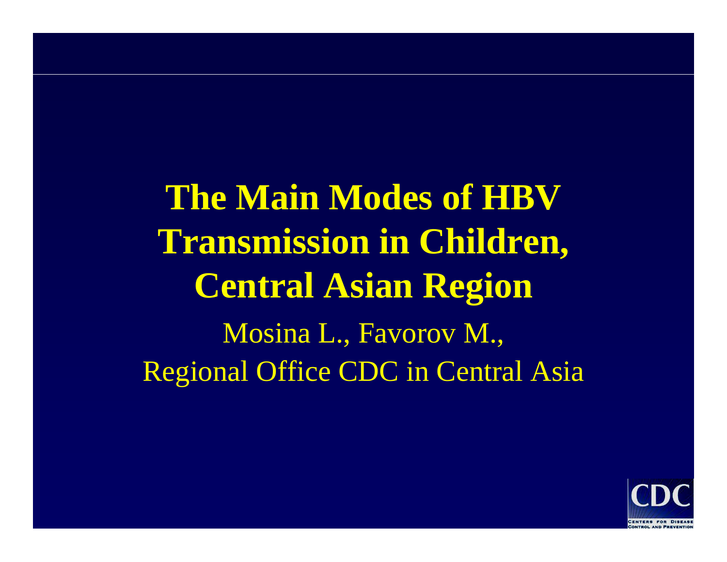# The Main Modes of HBV Transmission in Children, Central Asian Region

Mosina L., Favorov M.,

Regional Office CDC in Central Asia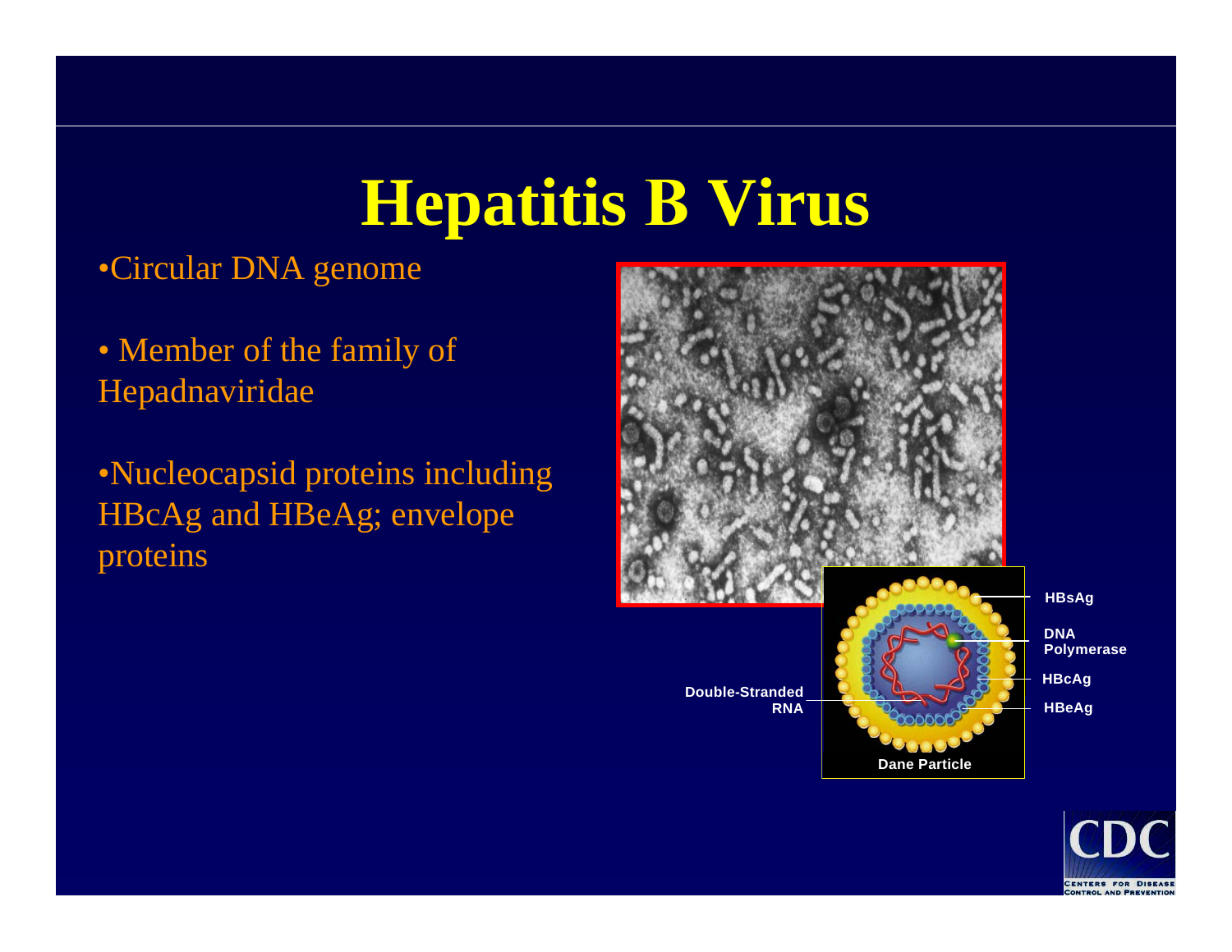# Hepatitis B Virus

- Circular DNA genome
- Member of the family of Hepadnaviridae
- Nucleocapsid proteins including HBcAg and HBeAg; envelope proteins

HBsAg

DNA Polymerase

HBcAg

HBeAg

Double-Stranded RNA

Dane Particle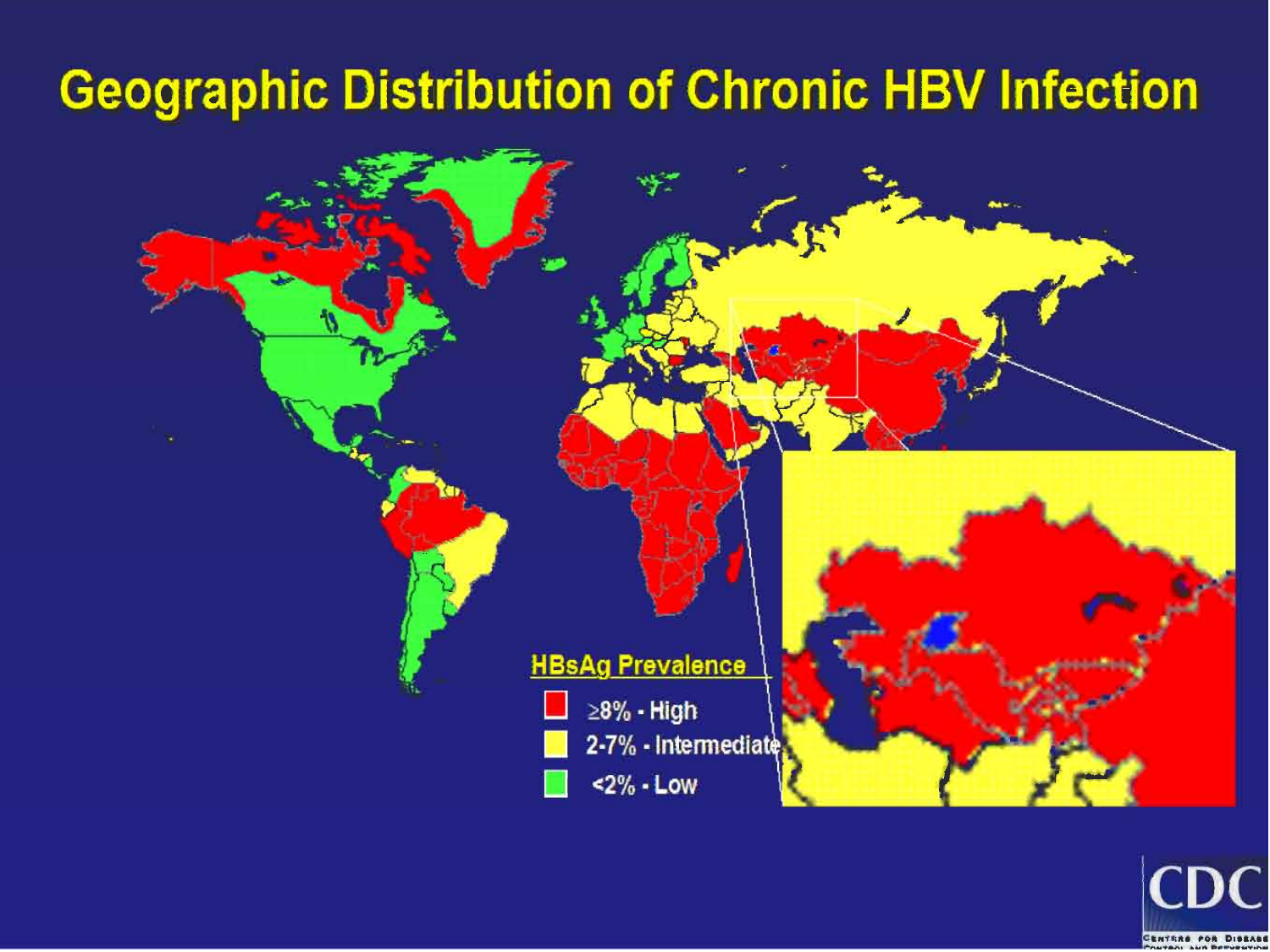# Geographic Distribution of Chronic HBV Infection

**HBsAg Prevalence**

- ≥8% - High
- 2-7% - Intermediate
- <2% - Low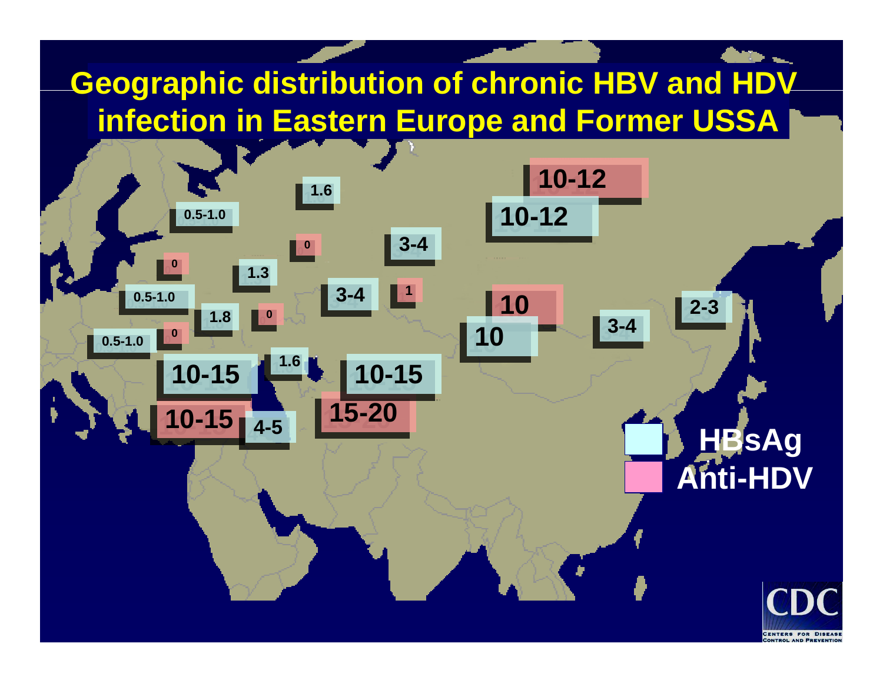# Geographic distribution of chronic HBV and HDV infection in Eastern Europe and Former USSA

1.6

0.5-1.0

0

0

1.3

3-4

10-12

10-12

0.5-1.0

1.8

0

3-4

1

10

10

3-4

2-3

0.5-1.0

0

10-15

1.6

10-15

10-15

4-5

15-20

HBsAg

Anti-HDV

CDC
CENTERS FOR DISEASE CONTROL AND PREVENTION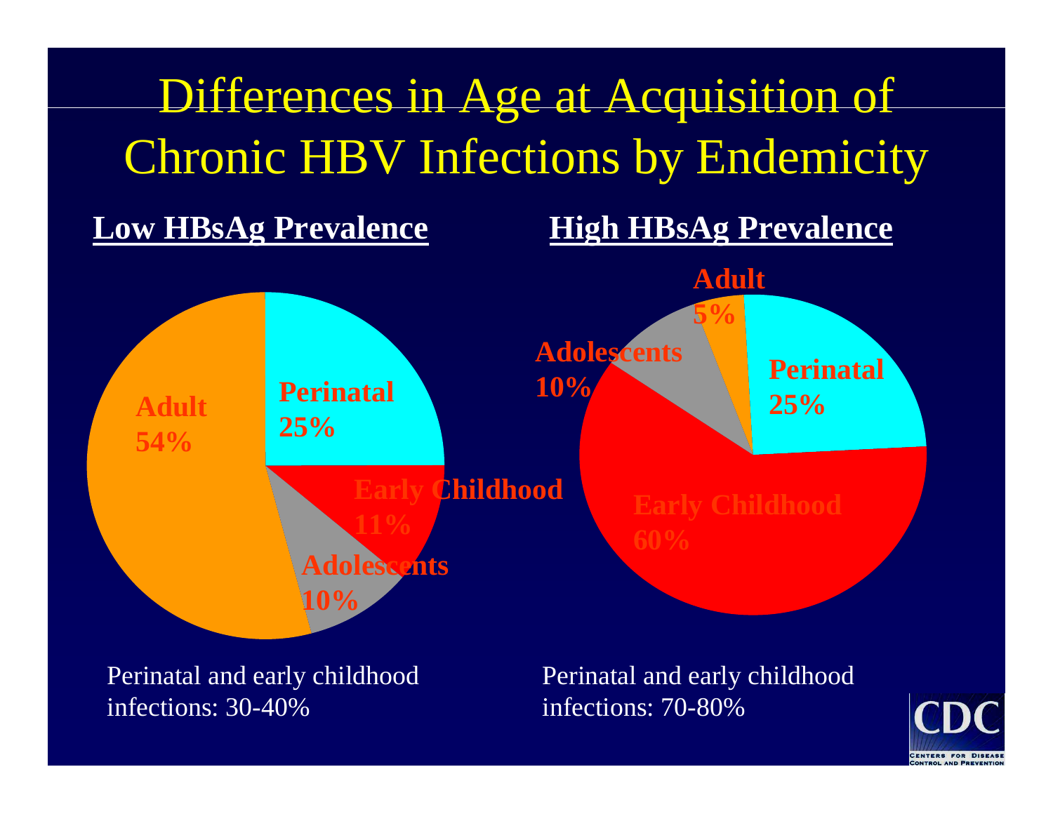# Differences in Age at Acquisition of Chronic HBV Infections by Endemicity

**Low HBsAg Prevalence**

- Perinatal 25%
- Early Childhood 11%
- Adolescents 10%
- Adult 54%

Perinatal and early childhood infections: 30-40%

**High HBsAg Prevalence**

- Perinatal 25%
- Early Childhood 60%
- Adolescents 10%
- Adult 5%

Perinatal and early childhood infections: 70-80%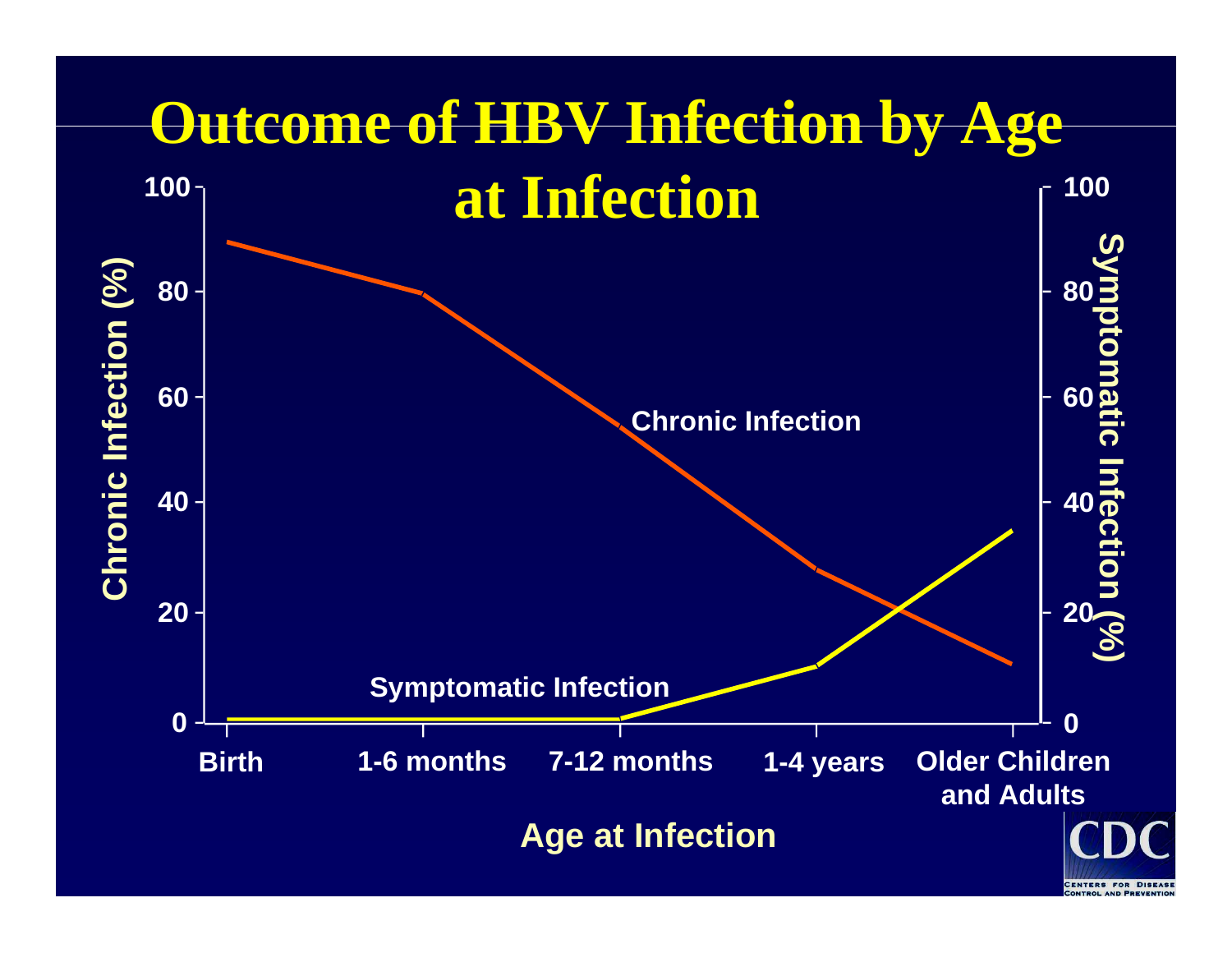# Outcome of HBV Infection by Age at Infection

Chronic Infection (%)

Symptomatic Infection (%)

100, 80, 60, 40, 20, 0

Chronic Infection

Symptomatic Infection

Birth | 1-6 months | 7-12 months | 1-4 years | Older Children and Adults

Age at Infection

CDC — Centers for Disease Control and Prevention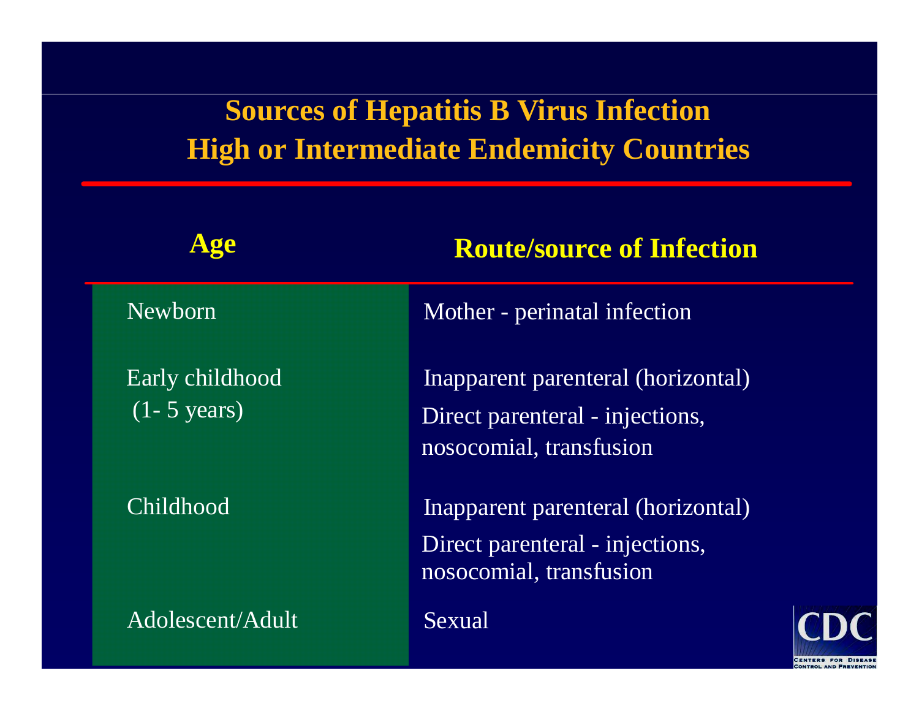# Sources of Hepatitis B Virus Infection
# High or Intermediate Endemicity Countries

| Age | Route/source of Infection |
|---|---|
| Newborn | Mother - perinatal infection |
| Early childhood (1- 5 years) | Inapparent parenteral (horizontal)<br>Direct parenteral - injections, nosocomial, transfusion |
| Childhood | Inapparent parenteral (horizontal)<br>Direct parenteral - injections, nosocomial, transfusion |
| Adolescent/Adult | Sexual |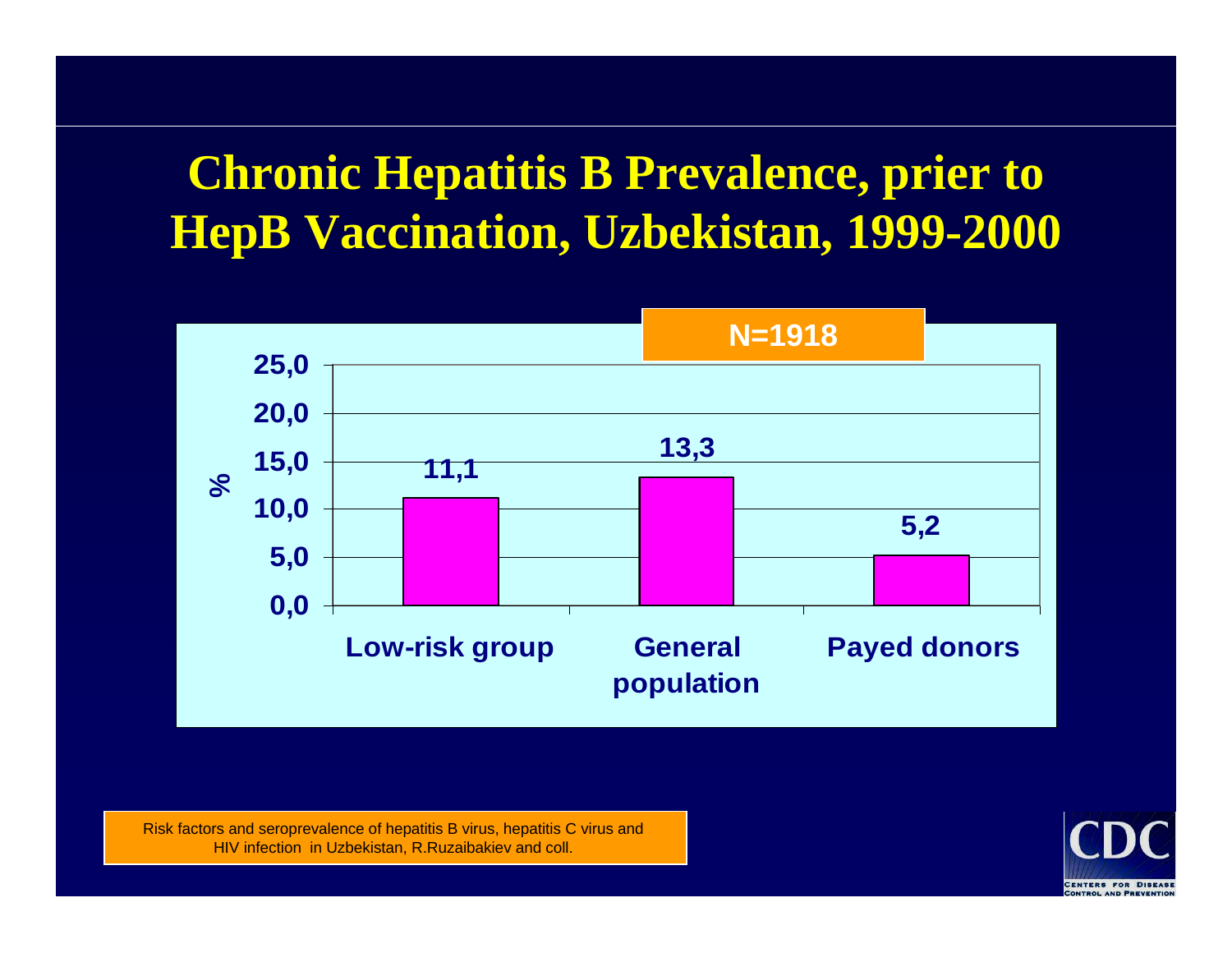# Chronic Hepatitis B Prevalence, prier to HepB Vaccination, Uzbekistan, 1999-2000

**N=1918**

| Group | % |
|---|---|
| Low-risk group | 11,1 |
| General population | 13,3 |
| Payed donors | 5,2 |

Risk factors and seroprevalence of hepatitis B virus, hepatitis C virus and HIV infection in Uzbekistan, R.Ruzaibakiev and coll.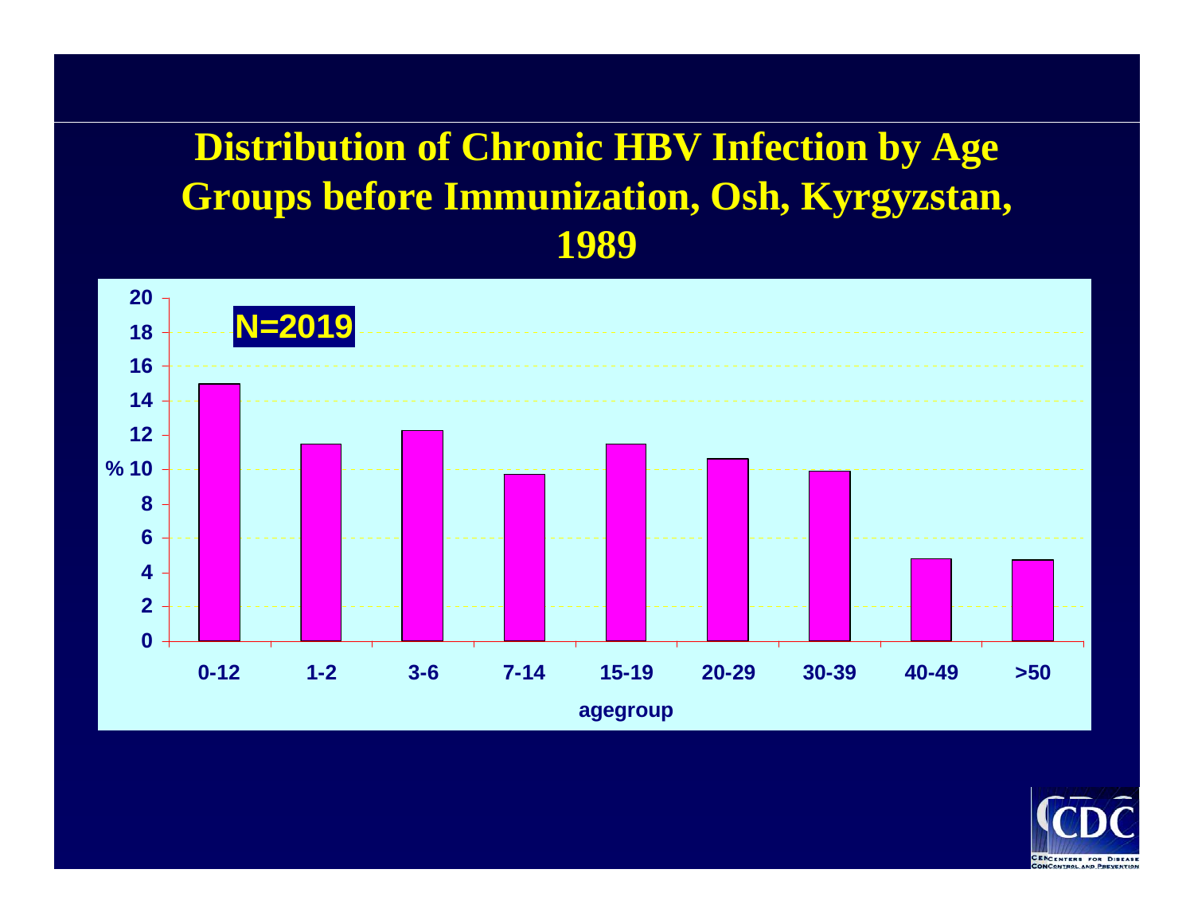# Distribution of Chronic HBV Infection by Age Groups before Immunization, Osh, Kyrgyzstan, 1989

N=2019

| agegroup | % |
|---|---|
| 0-12 | 15 |
| 1-2 | 11.5 |
| 3-6 | 12.3 |
| 7-14 | 9.7 |
| 15-19 | 11.5 |
| 20-29 | 10.6 |
| 30-39 | 9.9 |
| 40-49 | 4.8 |
| >50 | 4.7 |

CDC — Centers for Disease Control and Prevention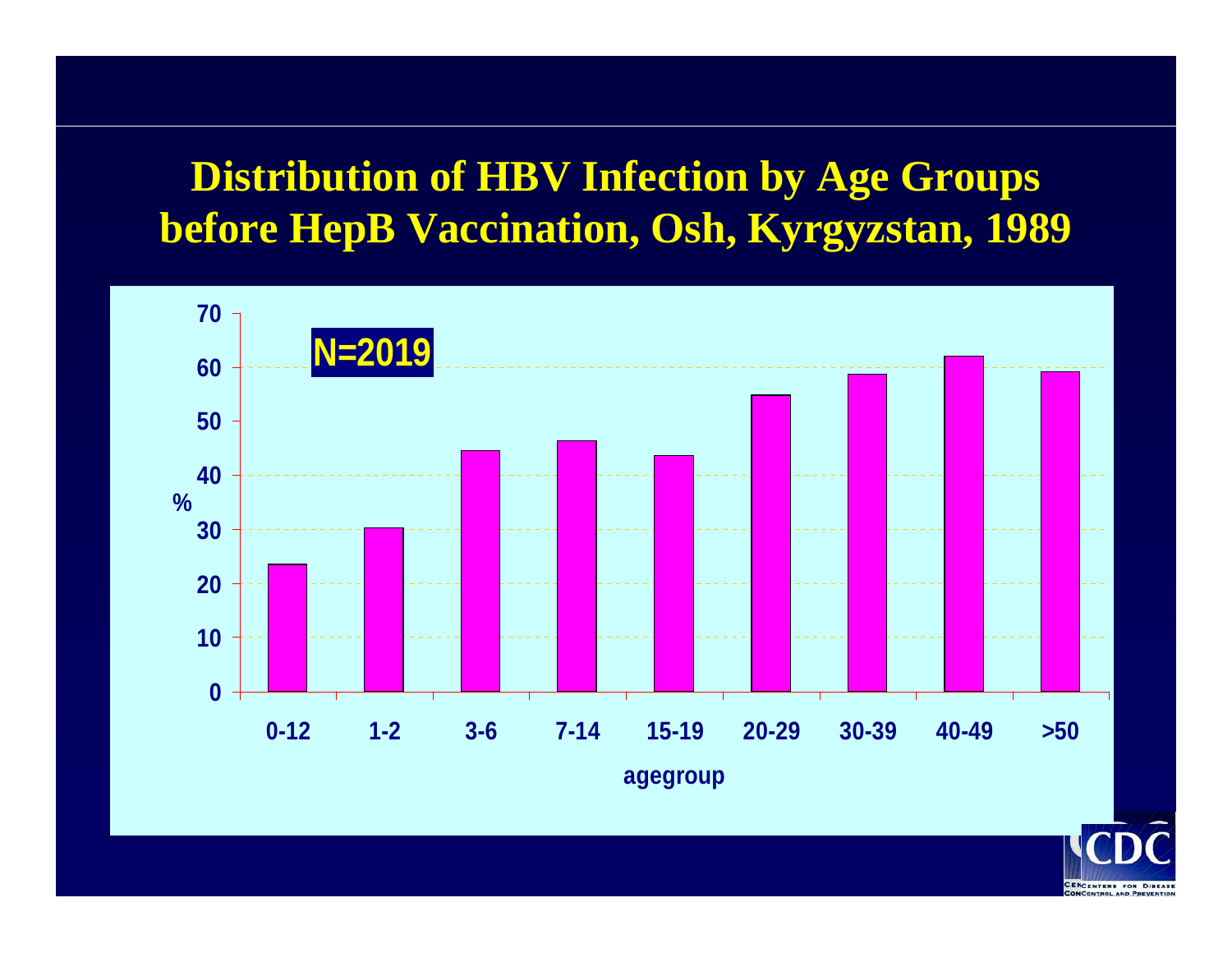# Distribution of HBV Infection by Age Groups before HepB Vaccination, Osh, Kyrgyzstan, 1989

N=2019

| agegroup | % |
|---|---|
| 0-12 | 23.5 |
| 1-2 | 30.2 |
| 3-6 | 44.5 |
| 7-14 | 46.3 |
| 15-19 | 43.5 |
| 20-29 | 54.8 |
| 30-39 | 58.7 |
| 40-49 | 62.0 |
| >50 | 59.1 |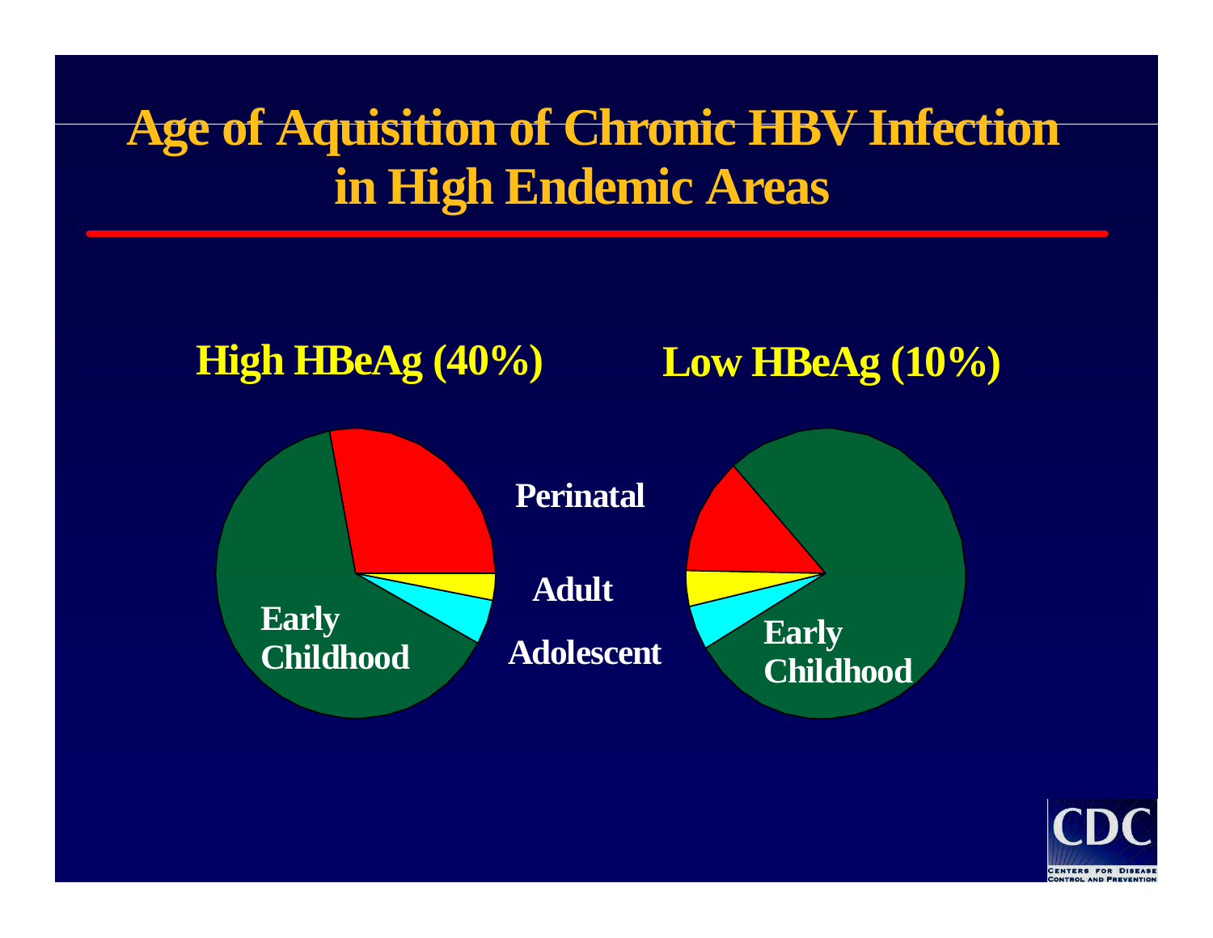# Age of Aquisition of Chronic HBV Infection in High Endemic Areas

**High HBeAg (40%)**

**Low HBeAg (10%)**

Perinatal

Adult

Adolescent

Early Childhood

Early Childhood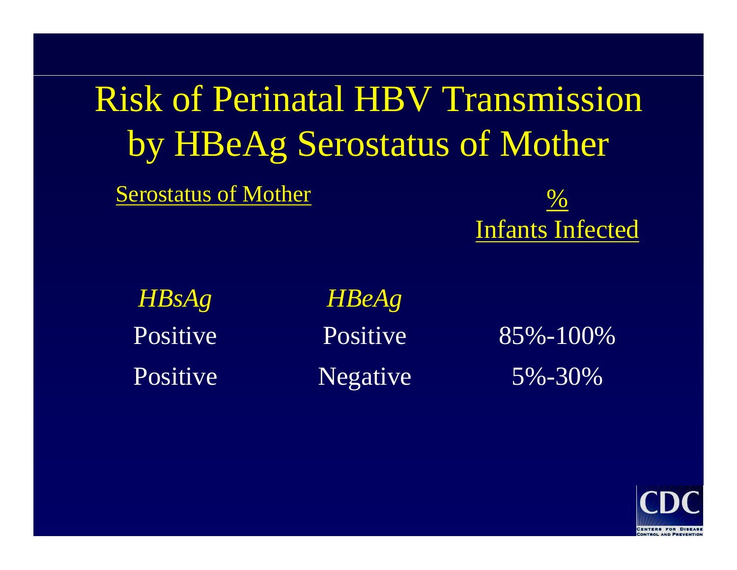# Risk of Perinatal HBV Transmission by HBeAg Serostatus of Mother

| Serostatus of Mother | | % Infants Infected |
|---|---|---|
| *HBsAg* | *HBeAg* | |
| Positive | Positive | 85%-100% |
| Positive | Negative | 5%-30% |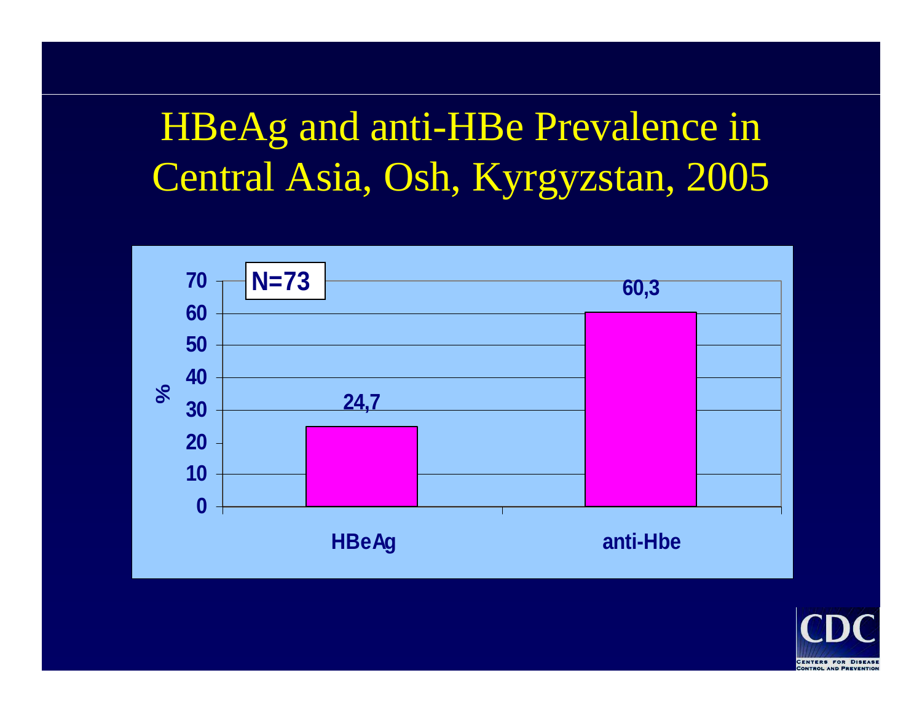# HBeAg and anti-HBe Prevalence in Central Asia, Osh, Kyrgyzstan, 2005

N=73

| | % |
|---|---|
| HBeAg | 24,7 |
| anti-Hbe | 60,3 |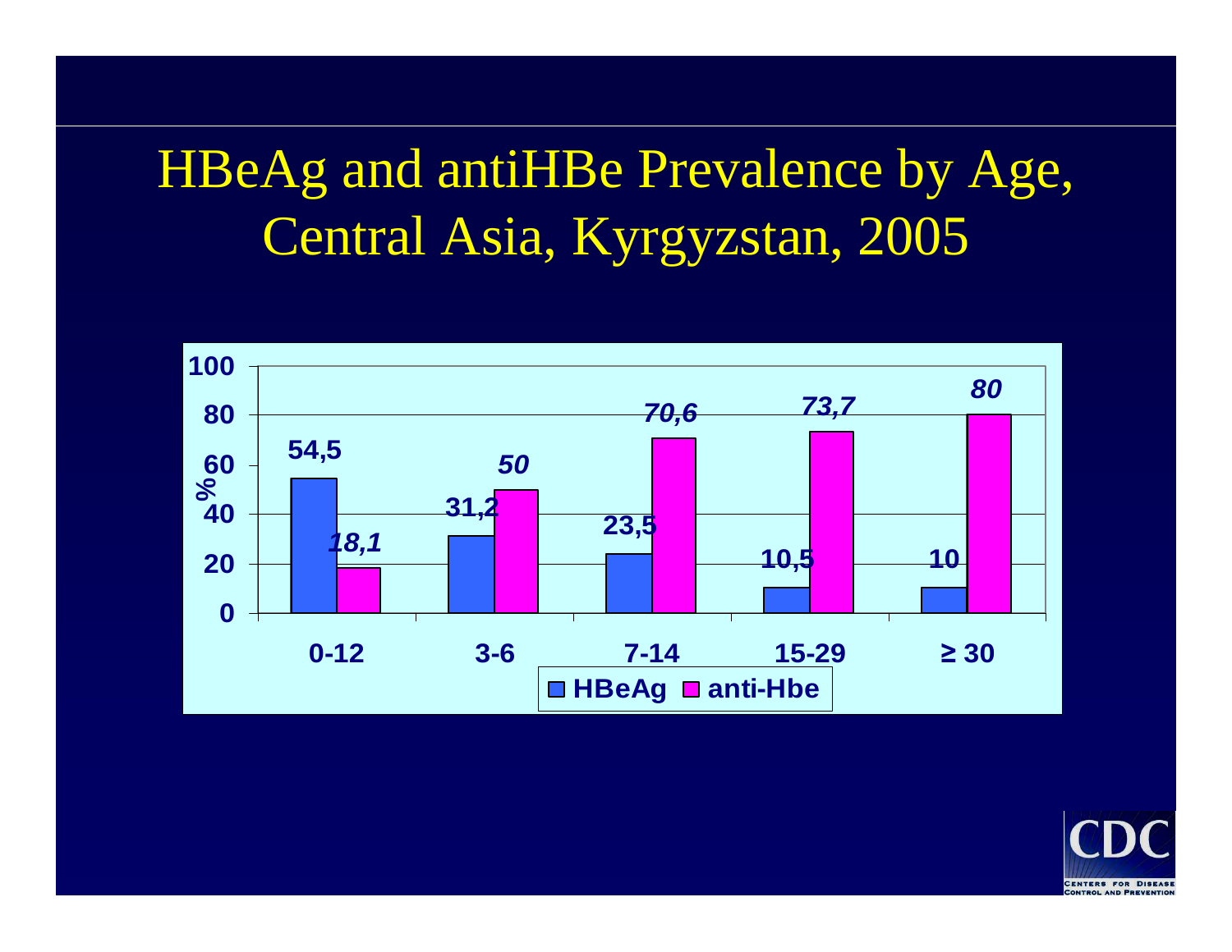# HBeAg and antiHBe Prevalence by Age, Central Asia, Kyrgyzstan, 2005

| Age | HBeAg (%) | anti-Hbe (%) |
|---|---|---|
| 0-12 | 54,5 | 18,1 |
| 3-6 | 31,2 | 50 |
| 7-14 | 23,5 | 70,6 |
| 15-29 | 10,5 | 73,7 |
| ≥ 30 | 10 | 80 |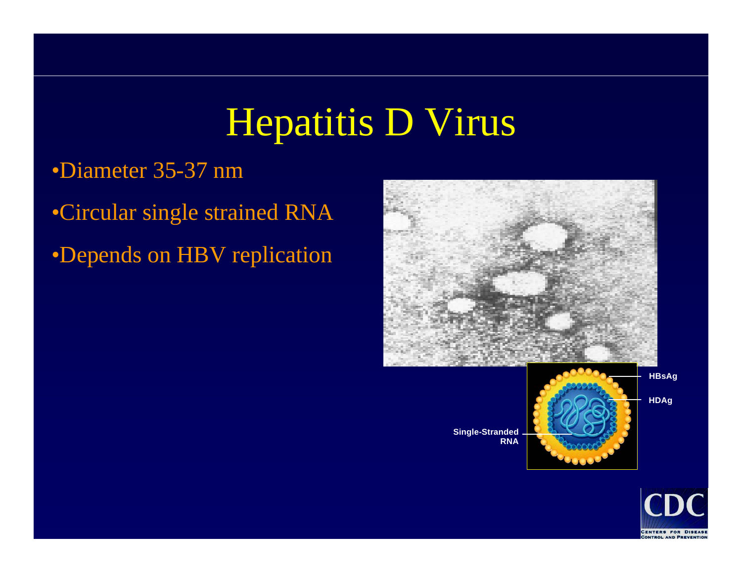# Hepatitis D Virus

- Diameter 35-37 nm
- Circular single strained RNA
- Depends on HBV replication

HBsAg

HDAg

Single-Stranded RNA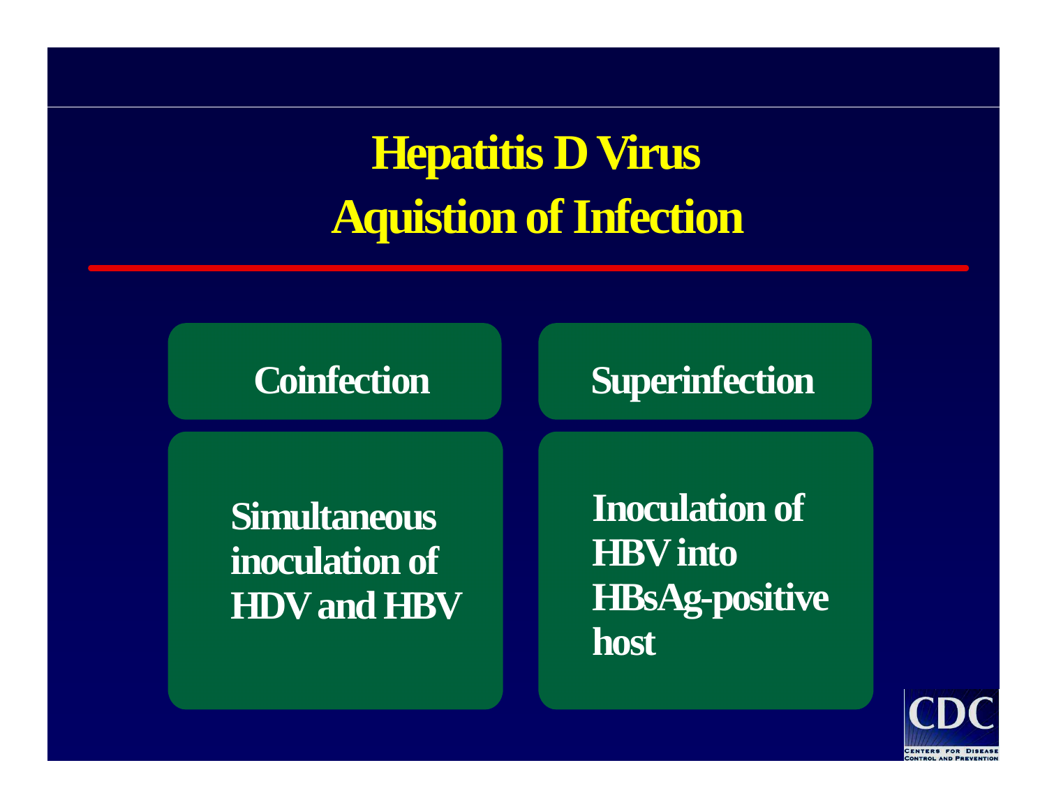# Hepatitis D Virus Aquistion of Infection

| Coinfection | Superinfection |
| --- | --- |
| Simultaneous inoculation of HDV and HBV | Inoculation of HBV into HBsAg-positive host |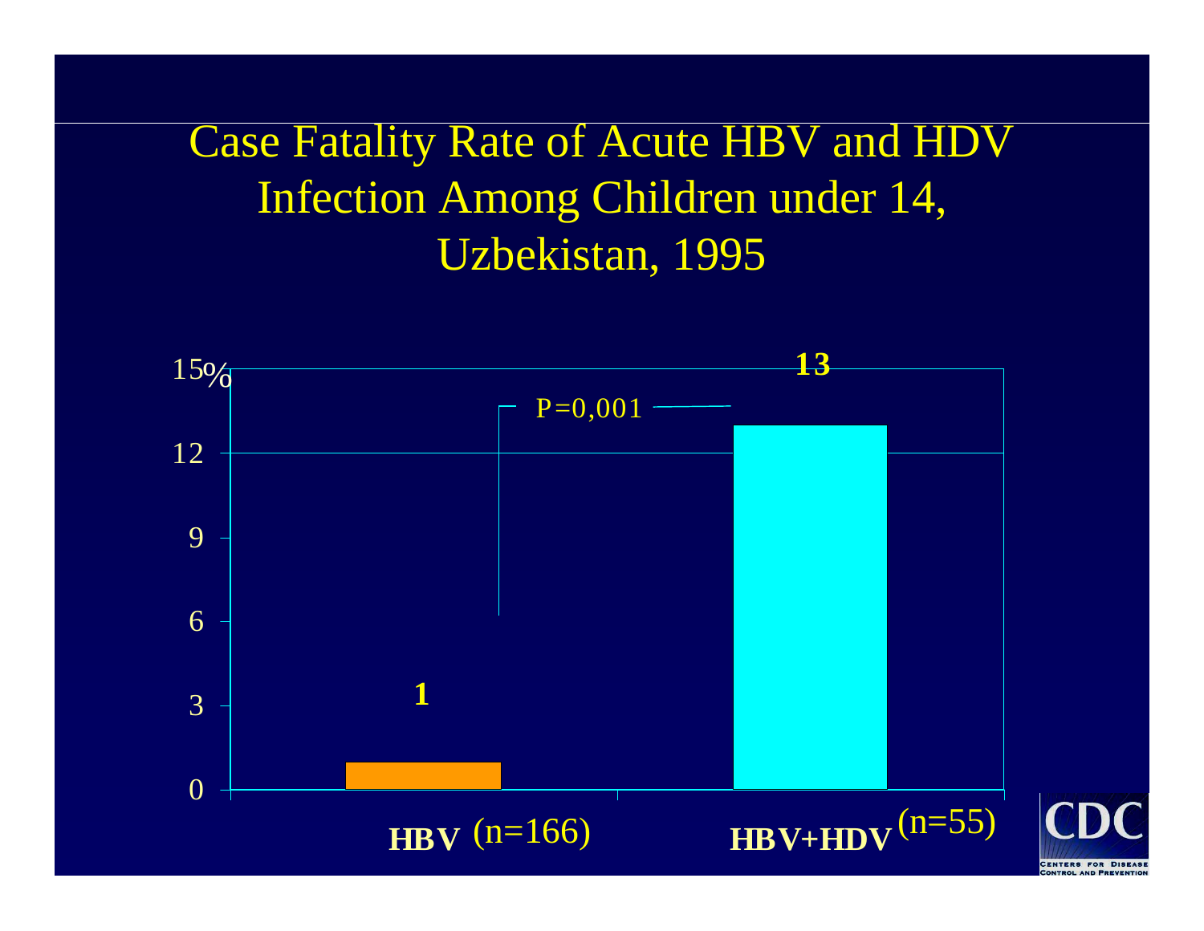# Case Fatality Rate of Acute HBV and HDV Infection Among Children under 14, Uzbekistan, 1995

| Group | Case Fatality Rate (%) |
|---|---|
| HBV (n=166) | 1 |
| HBV+HDV (n=55) | 13 |

P=0,001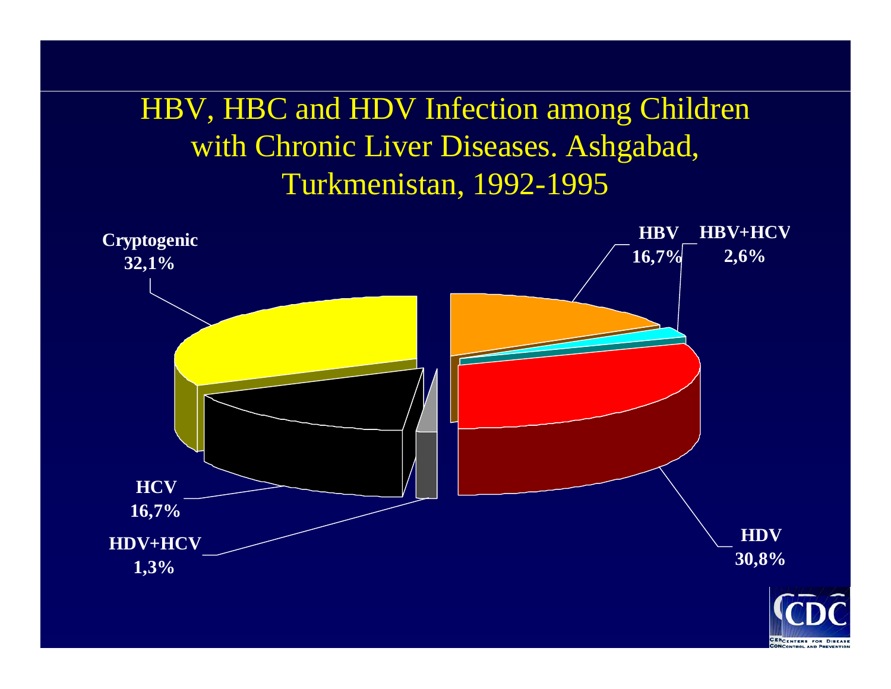# HBV, HBC and HDV Infection among Children with Chronic Liver Diseases. Ashgabad, Turkmenistan, 1992-1995

**Cryptogenic**
**32,1%**

**HBV**
**16,7%**

**HBV+HCV**
**2,6%**

**HCV**
**16,7%**

**HDV+HCV**
**1,3%**

**HDV**
**30,8%**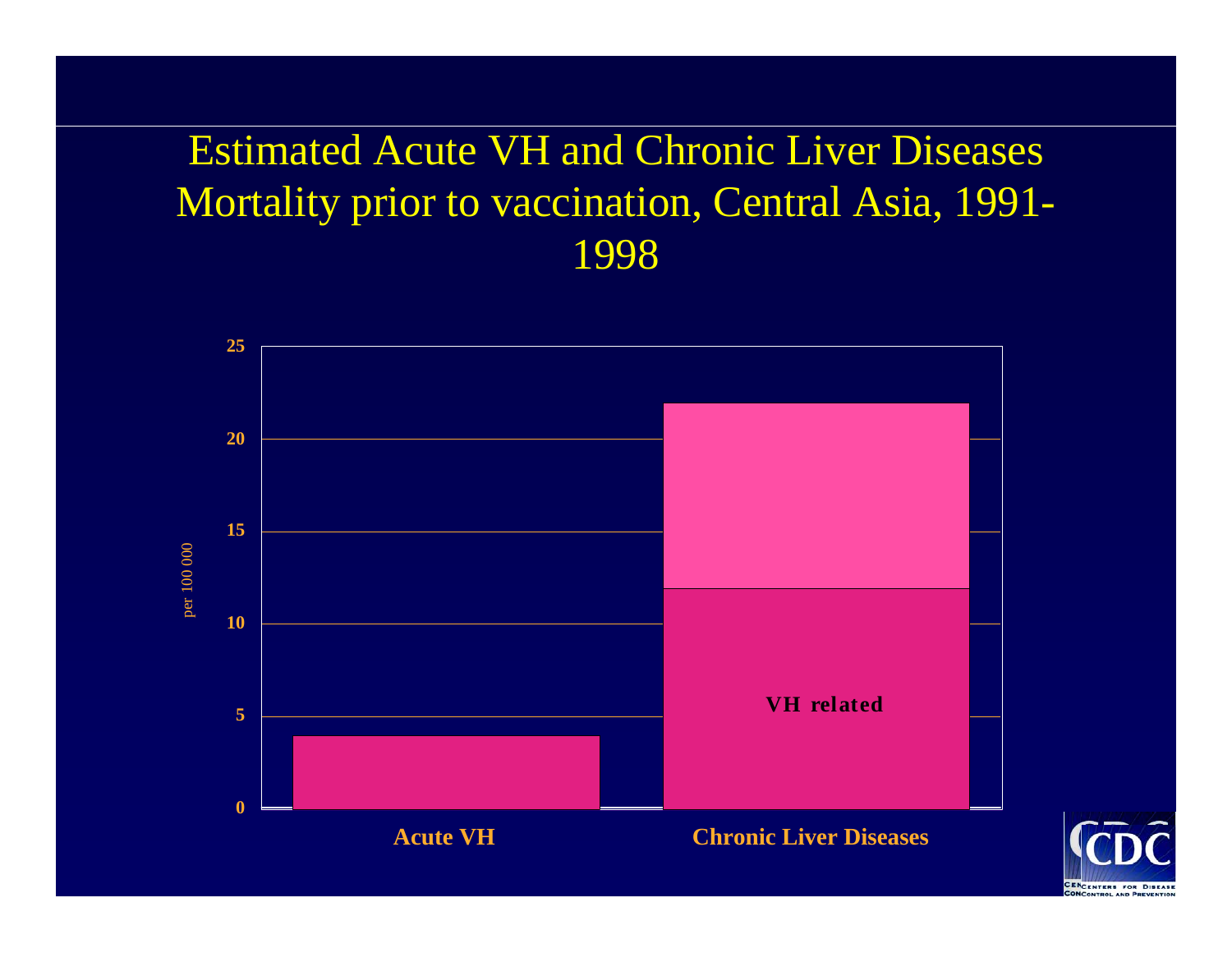# Estimated Acute VH and Chronic Liver Diseases Mortality prior to vaccination, Central Asia, 1991-1998

per 100 000

| | Acute VH | Chronic Liver Diseases |
|---|---|---|
| VH related | ~4 | ~12 |
| Other | | ~10 |
| Total | ~4 | ~22 |

Y-axis: 0, 5, 10, 15, 20, 25

X-axis: Acute VH, Chronic Liver Diseases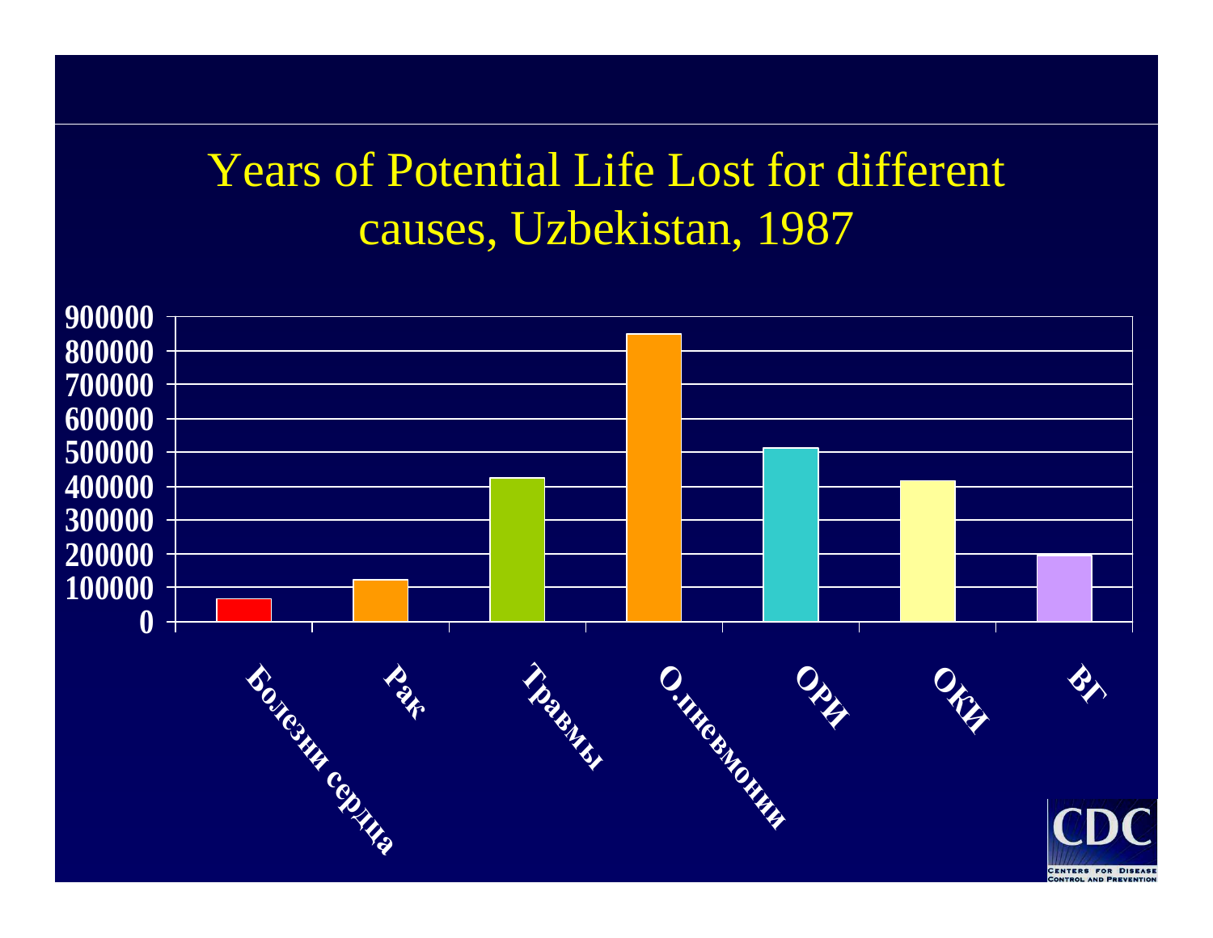# Years of Potential Life Lost for different causes, Uzbekistan, 1987

| Cause | Years of Potential Life Lost (approx.) |
|---|---|
| Болезни сердца | 65000 |
| Рак | 120000 |
| Травмы | 425000 |
| О.пневмонии | 850000 |
| ОРИ | 515000 |
| ОКИ | 415000 |
| ВГ | 195000 |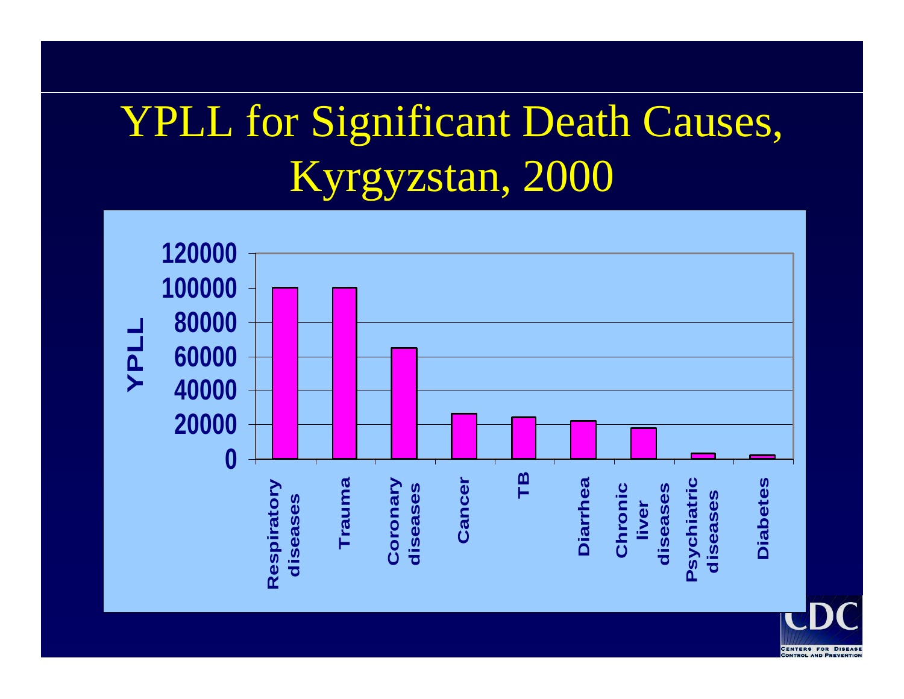# YPLL for Significant Death Causes, Kyrgyzstan, 2000

| Cause | YPLL |
|---|---|
| Respiratory diseases | ~100000 |
| Trauma | ~100000 |
| Coronary diseases | ~65000 |
| Cancer | ~26000 |
| TB | ~24000 |
| Diarrhea | ~22000 |
| Chronic liver diseases | ~18000 |
| Psychiatric diseases | ~3000 |
| Diabetes | ~2000 |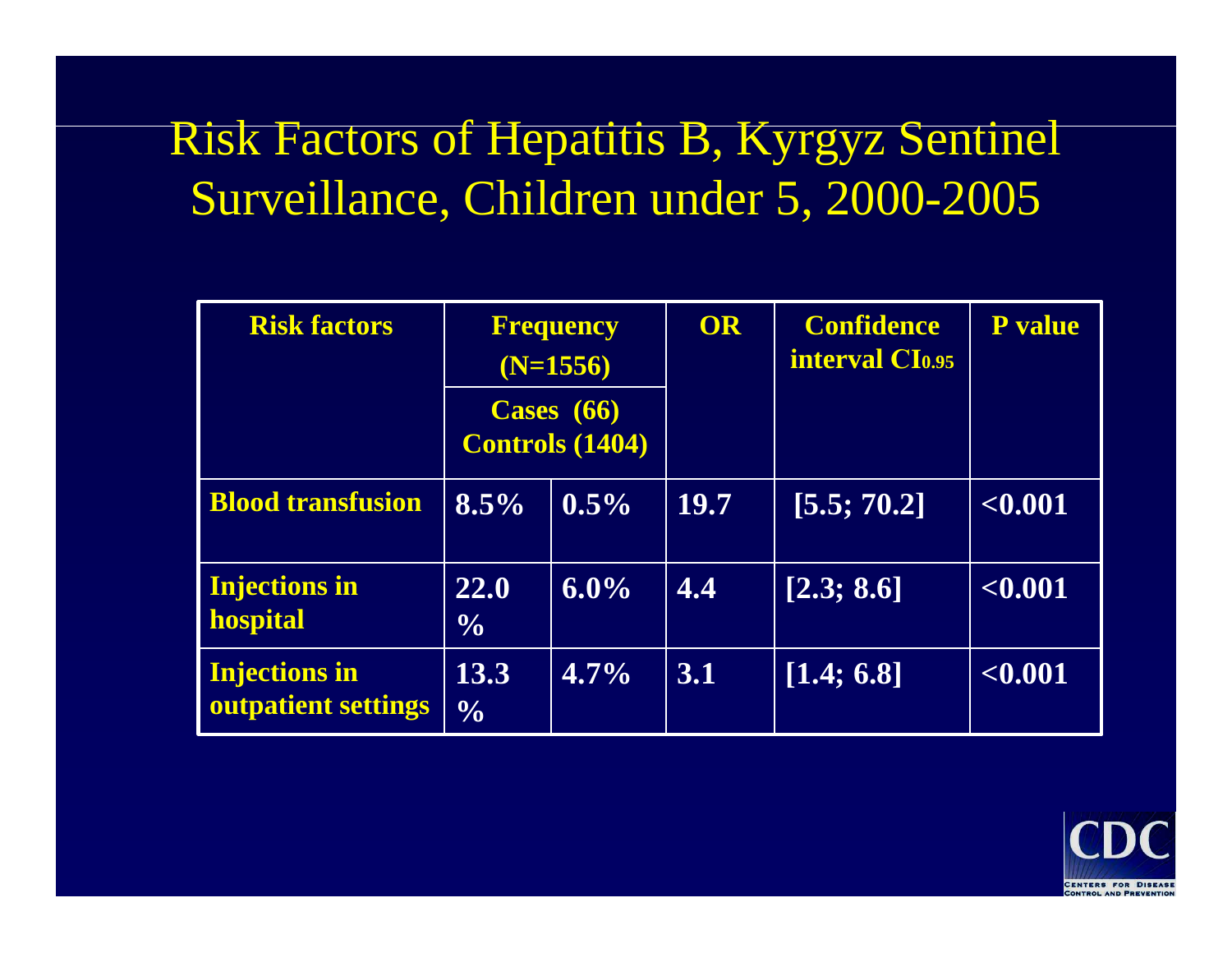# Risk Factors of Hepatitis B, Kyrgyz Sentinel Surveillance, Children under 5, 2000-2005

| Risk factors | Frequency (N=1556) | | OR | Confidence interval $CI_{0.95}$ | P value |
|---|---|---|---|---|---|
| | Cases (66) | Controls (1404) | | | |
| **Blood transfusion** | 8.5% | 0.5% | 19.7 | [5.5; 70.2] | <0.001 |
| **Injections in hospital** | 22.0 % | 6.0% | 4.4 | [2.3; 8.6] | <0.001 |
| **Injections in outpatient settings** | 13.3 % | 4.7% | 3.1 | [1.4; 6.8] | <0.001 |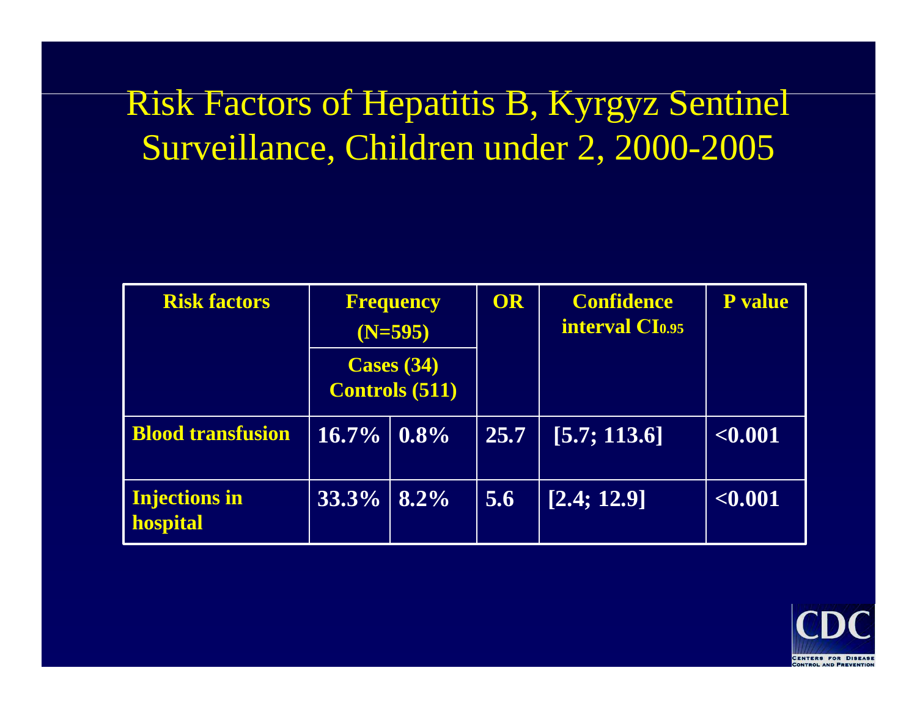# Risk Factors of Hepatitis B, Kyrgyz Sentinel Surveillance, Children under 2, 2000-2005

| Risk factors | Frequency (N=595) | | OR | Confidence interval $CI_{0.95}$ | P value |
|---|---|---|---|---|---|
| | Cases (34) | Controls (511) | | | |
| **Blood transfusion** | 16.7% | 0.8% | 25.7 | [5.7; 113.6] | <0.001 |
| **Injections in hospital** | 33.3% | 8.2% | 5.6 | [2.4; 12.9] | <0.001 |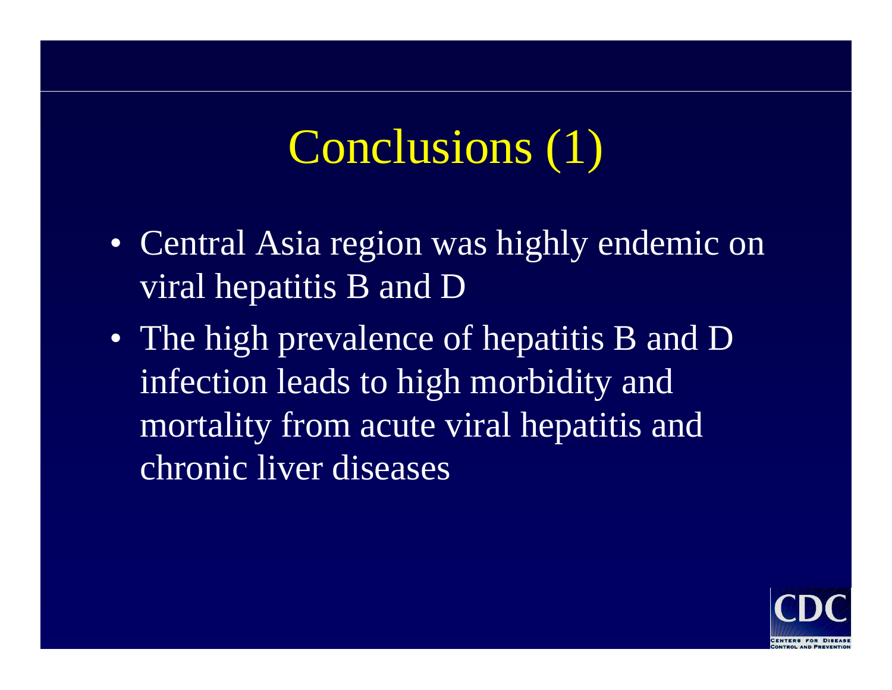# Conclusions (1)

- Central Asia region was highly endemic on viral hepatitis B and D
- The high prevalence of hepatitis B and D infection leads to high morbidity and mortality from acute viral hepatitis and chronic liver diseases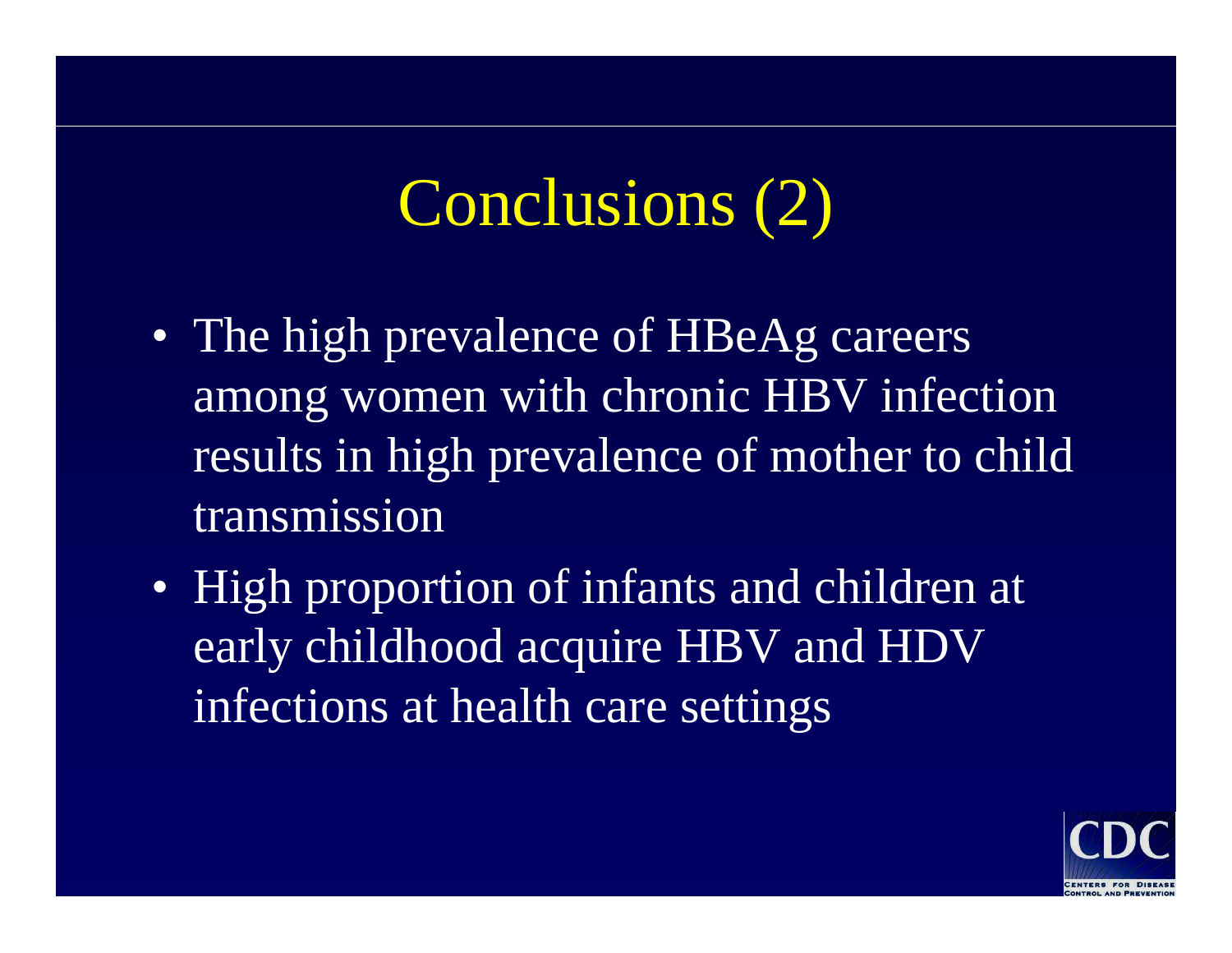# Conclusions (2)

- The high prevalence of HBeAg careers among women with chronic HBV infection results in high prevalence of mother to child transmission
- High proportion of infants and children at early childhood acquire HBV and HDV infections at health care settings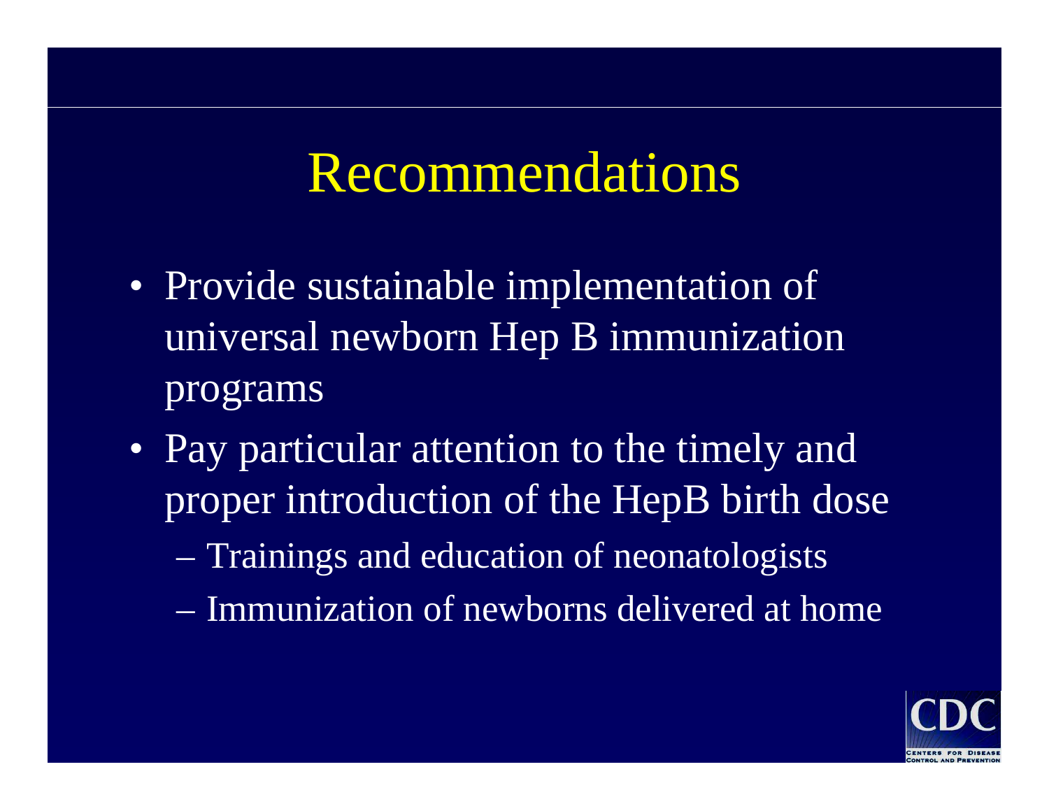# Recommendations

- Provide sustainable implementation of universal newborn Hep B immunization programs
- Pay particular attention to the timely and proper introduction of the HepB birth dose
  - Trainings and education of neonatologists
  - Immunization of newborns delivered at home